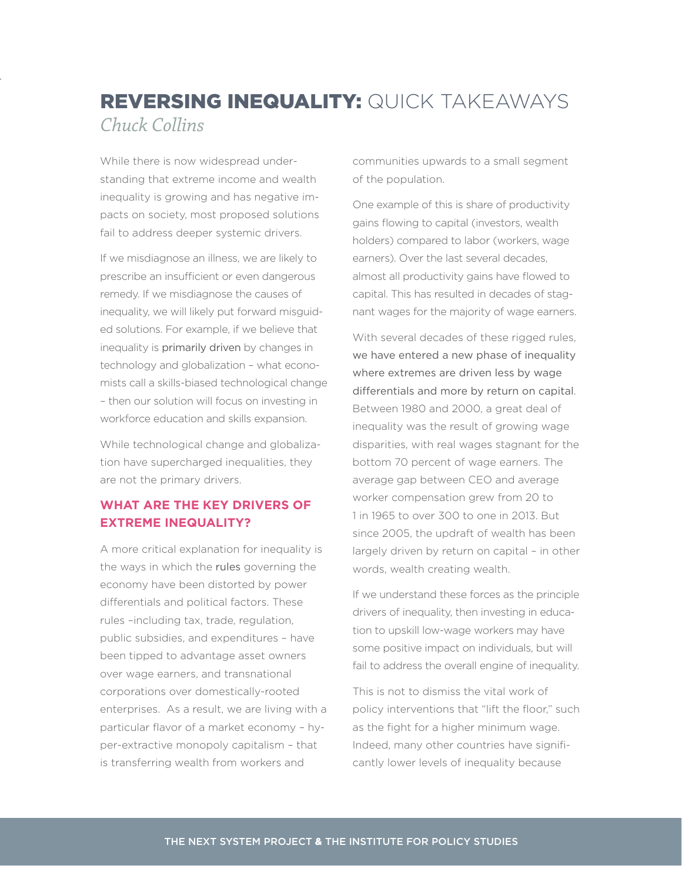# REVERSING INEQUALITY: QUICK TAKEAWAYS

*Chuck Collins*

While there is now widespread understanding that extreme income and wealth inequality is growing and has negative impacts on society, most proposed solutions fail to address deeper systemic drivers.

If we misdiagnose an illness, we are likely to prescribe an insufficient or even dangerous remedy. If we misdiagnose the causes of inequality, we will likely put forward misguided solutions. For example, if we believe that inequality is primarily driven by changes in technology and globalization – what economists call a skills-biased technological change – then our solution will focus on investing in workforce education and skills expansion.

While technological change and globalization have supercharged inequalities, they are not the primary drivers.

## WHAT ARE THE KEY DRIVERS OF EXTREME INEQUALITY?

A more critical explanation for inequality is the ways in which the rules governing the economy have been distorted by power differentials and political factors. These rules –including tax, trade, regulation, public subsidies, and expenditures – have been tipped to advantage asset owners over wage earners, and transnational corporations over domestically-rooted enterprises. As a result, we are living with a particular flavor of a market economy – hyper-extractive monopoly capitalism – that is transferring wealth from workers and communities upwards to a small segment of the population.

One example of this is share of productivity gains flowing to capital (investors, wealth holders) compared to labor (workers, wage earners). Over the last several decades, almost all productivity gains have flowed to capital. This has resulted in decades of stagnant wages for the majority of wage earners.

With several decades of these rigged rules, we have entered a new phase of inequality where extremes are driven less by wage differentials and more by return on capital. Between 1980 and 2000, a great deal of inequality was the result of growing wage disparities, with real wages stagnant for the bottom 70 percent of wage earners. The average gap between CEO and average worker compensation grew from 20 to 1 in 1965 to over 300 to one in 2013. But since 2005, the updraft of wealth has been largely driven by return on capital – in other words, wealth creating wealth.

If we understand these forces as the principle drivers of inequality, then investing in education to upskill low-wage workers may have some positive impact on individuals, but will fail to address the overall engine of inequality.

This is not to dismiss the vital work of policy interventions that "lift the floor," such as the fight for a higher minimum wage. Indeed, many other countries have significantly lower levels of inequality because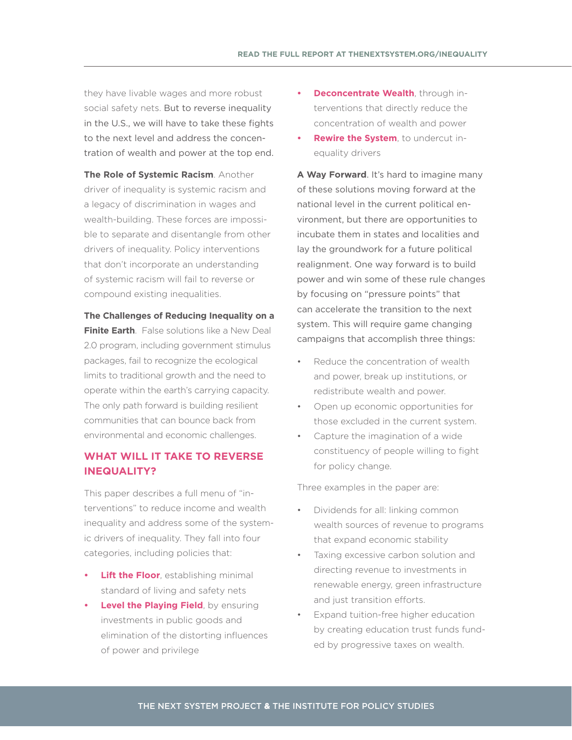they have livable wages and more robust social safety nets. But to reverse inequality in the U.S., we will have to take these fights to the next level and address the concentration of wealth and power at the top end.

**The Role of Systemic Racism**. Another driver of inequality is systemic racism and a legacy of discrimination in wages and wealth-building. These forces are impossible to separate and disentangle from other drivers of inequality. Policy interventions that don't incorporate an understanding of systemic racism will fail to reverse or compound existing inequalities.

**The Challenges of Reducing Inequality on a Finite Earth**. False solutions like a New Deal 2.0 program, including government stimulus packages, fail to recognize the ecological limits to traditional growth and the need to operate within the earth's carrying capacity. The only path forward is building resilient communities that can bounce back from environmental and economic challenges.

## WHAT WILL IT TAKE TO REVERSE INEQUALITY?

This paper describes a full menu of "interventions" to reduce income and wealth inequality and address some of the systemic drivers of inequality. They fall into four categories, including policies that:

- **Lift the Floor**, establishing minimal standard of living and safety nets
- **Level the Playing Field**, by ensuring investments in public goods and elimination of the distorting influences of power and privilege
- **Deconcentrate Wealth**, through interventions that directly reduce the concentration of wealth and power
- **Rewire the System**, to undercut inequality drivers

**A Way Forward**. It's hard to imagine many of these solutions moving forward at the national level in the current political environment, but there are opportunities to incubate them in states and localities and lay the groundwork for a future political realignment. One way forward is to build power and win some of these rule changes by focusing on "pressure points" that can accelerate the transition to the next system. This will require game changing campaigns that accomplish three things:

- Reduce the concentration of wealth and power, break up institutions, or redistribute wealth and power.
- Open up economic opportunities for those excluded in the current system.
- Capture the imagination of a wide constituency of people willing to fight for policy change.

Three examples in the paper are:

- Dividends for all: linking common wealth sources of revenue to programs that expand economic stability
- Taxing excessive carbon solution and directing revenue to investments in renewable energy, green infrastructure and just transition efforts.
- Expand tuition-free higher education by creating education trust funds funded by progressive taxes on wealth.